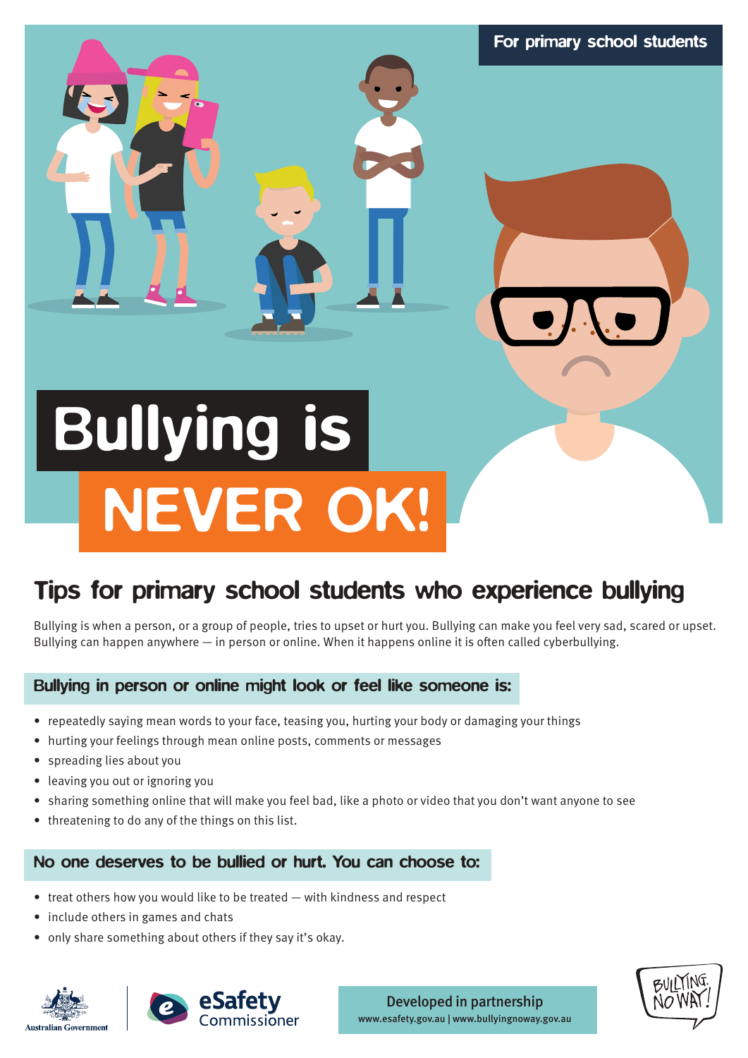For primary school students

# Bullying is NEVER OK!

## Tips for primary school students who experience bullying

Bullying is when a person, or a group of people, tries to upset or hurt you. Bullying can make you feel very sad, scared or upset. Bullying can happen anywhere — in person or online. When it happens online it is often called cyberbullying.

### Bullying in person or online might look or feel like someone is:

- repeatedly saying mean words to your face, teasing you, hurting your body or damaging your things
- hurting your feelings through mean online posts, comments or messages
- spreading lies about you
- leaving you out or ignoring you
- sharing something online that will make you feel bad, like a photo or video that you don't want anyone to see
- threatening to do any of the things on this list.

### No one deserves to be bullied or hurt. You can choose to:

- treat others how you would like to be treated — with kindness and respect
- include others in games and chats
- only share something about others if they say it's okay.

Australian Government | eSafety Commissioner

Developed in partnership
www.esafety.gov.au | www.bullyingnoway.gov.au

BULLYING. NO WAY!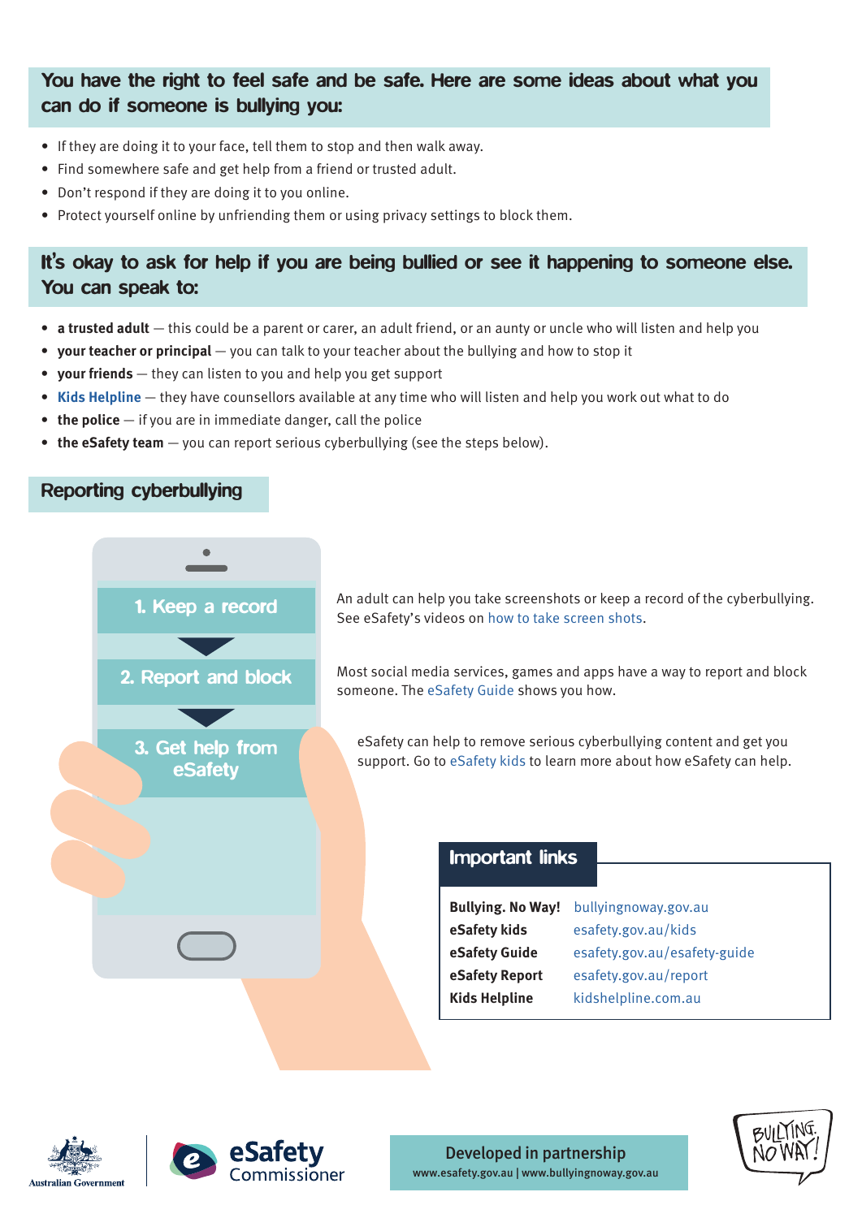## You have the right to feel safe and be safe. Here are some ideas about what you can do if someone is bullying you:

- If they are doing it to your face, tell them to stop and then walk away.
- Find somewhere safe and get help from a friend or trusted adult.
- Don't respond if they are doing it to you online.
- Protect yourself online by unfriending them or using privacy settings to block them.

## It's okay to ask for help if you are being bullied or see it happening to someone else. You can speak to:

- **a trusted adult** — this could be a parent or carer, an adult friend, or an aunty or uncle who will listen and help you
- **your teacher or principal** — you can talk to your teacher about the bullying and how to stop it
- **your friends** — they can listen to you and help you get support
- **Kids Helpline** — they have counsellors available at any time who will listen and help you work out what to do
- **the police** — if you are in immediate danger, call the police
- **the eSafety team** — you can report serious cyberbullying (see the steps below).

## Reporting cyberbullying

**1. Keep a record**

An adult can help you take screenshots or keep a record of the cyberbullying. See eSafety's videos on how to take screen shots.

**2. Report and block**

Most social media services, games and apps have a way to report and block someone. The eSafety Guide shows you how.

**3. Get help from eSafety**

eSafety can help to remove serious cyberbullying content and get you support. Go to eSafety kids to learn more about how eSafety can help.

### Important links

| | |
|---|---|
| **Bullying. No Way!** | bullyingnoway.gov.au |
| **eSafety kids** | esafety.gov.au/kids |
| **eSafety Guide** | esafety.gov.au/esafety-guide |
| **eSafety Report** | esafety.gov.au/report |
| **Kids Helpline** | kidshelpline.com.au |

Australian Government

eSafety Commissioner

Developed in partnership
www.esafety.gov.au | www.bullyingnoway.gov.au

BULLYING. NO WAY!